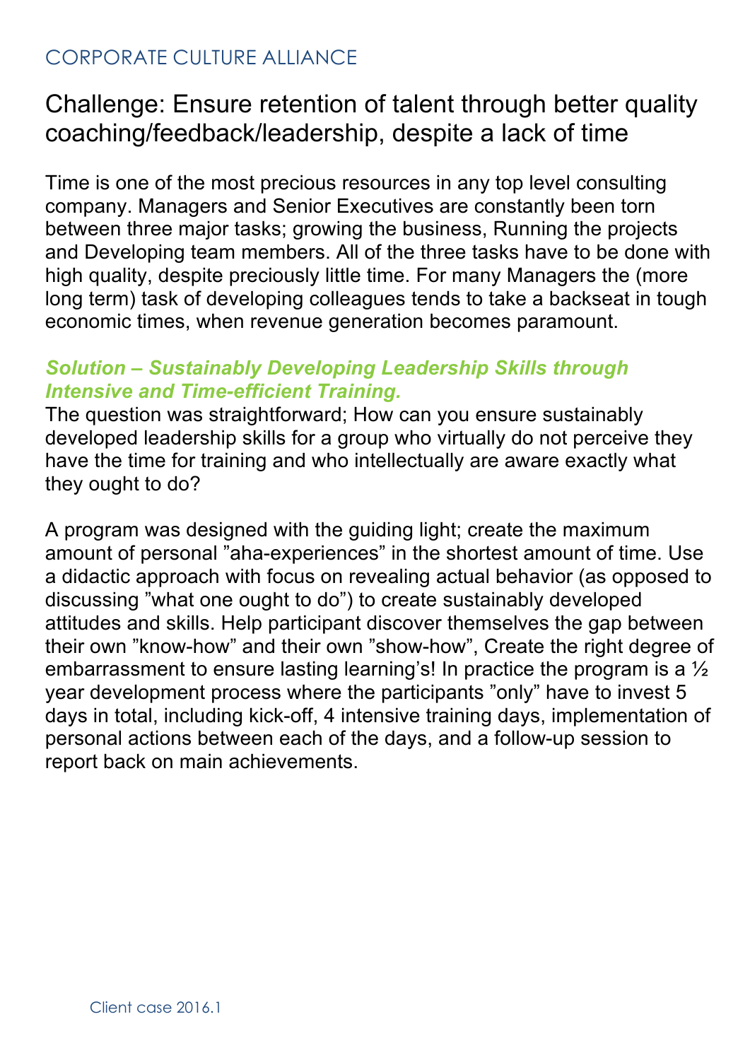CORPORATE CULTURE ALLIANCE

# Challenge: Ensure retention of talent through better quality coaching/feedback/leadership, despite a lack of time

Time is one of the most precious resources in any top level consulting company. Managers and Senior Executives are constantly been torn between three major tasks; growing the business, Running the projects and Developing team members. All of the three tasks have to be done with high quality, despite preciously little time. For many Managers the (more long term) task of developing colleagues tends to take a backseat in tough economic times, when revenue generation becomes paramount.

***Solution – Sustainably Developing Leadership Skills through Intensive and Time-efficient Training.***

The question was straightforward; How can you ensure sustainably developed leadership skills for a group who virtually do not perceive they have the time for training and who intellectually are aware exactly what they ought to do?

A program was designed with the guiding light; create the maximum amount of personal ”aha-experiences” in the shortest amount of time. Use a didactic approach with focus on revealing actual behavior (as opposed to discussing ”what one ought to do”) to create sustainably developed attitudes and skills. Help participant discover themselves the gap between their own ”know-how” and their own ”show-how”, Create the right degree of embarrassment to ensure lasting learning’s! In practice the program is a ½ year development process where the participants ”only” have to invest 5 days in total, including kick-off, 4 intensive training days, implementation of personal actions between each of the days, and a follow-up session to report back on main achievements.

Client case 2016.1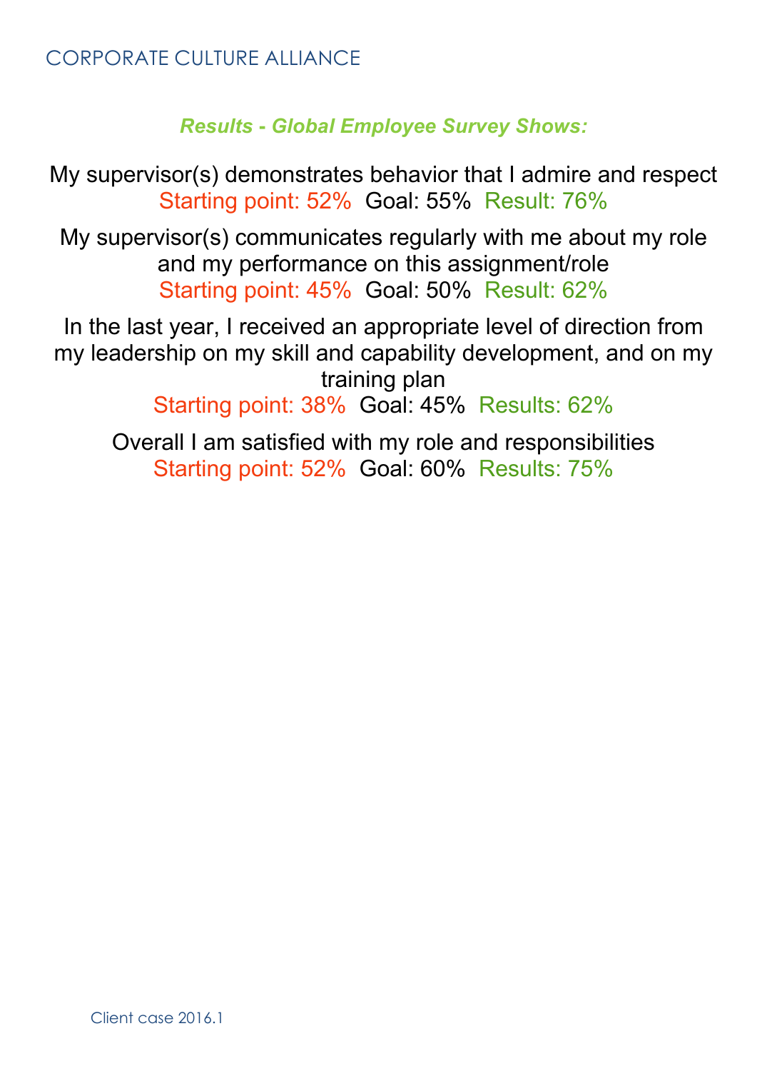CORPORATE CULTURE ALLIANCE

***Results - Global Employee Survey Shows:***

My supervisor(s) demonstrates behavior that I admire and respect
Starting point: 52%  Goal: 55%  Result: 76%

My supervisor(s) communicates regularly with me about my role and my performance on this assignment/role
Starting point: 45%  Goal: 50%  Result: 62%

In the last year, I received an appropriate level of direction from my leadership on my skill and capability development, and on my training plan
Starting point: 38%  Goal: 45%  Results: 62%

Overall I am satisfied with my role and responsibilities
Starting point: 52%  Goal: 60%  Results: 75%

Client case 2016.1